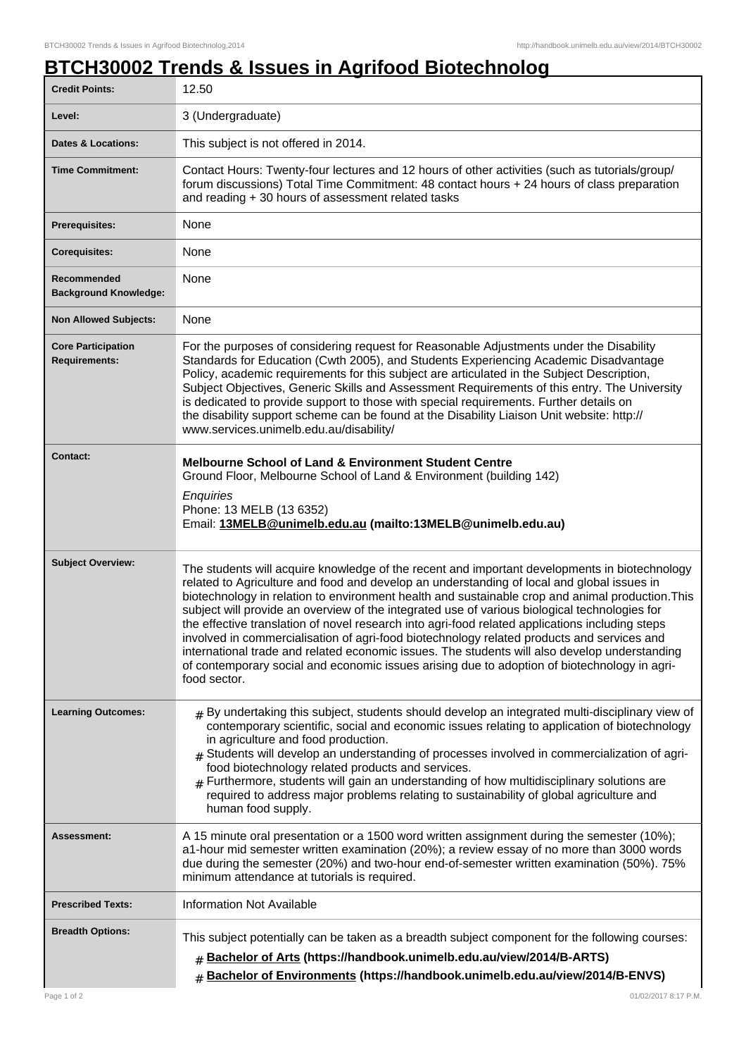# BTCH30002 Trends & Issues in Agrifood Biotechnolog

| | |
|---|---|
| **Credit Points:** | 12.50 |
| **Level:** | 3 (Undergraduate) |
| **Dates & Locations:** | This subject is not offered in 2014. |
| **Time Commitment:** | Contact Hours: Twenty-four lectures and 12 hours of other activities (such as tutorials/group/ forum discussions) Total Time Commitment: 48 contact hours + 24 hours of class preparation and reading + 30 hours of assessment related tasks |
| **Prerequisites:** | None |
| **Corequisites:** | None |
| **Recommended Background Knowledge:** | None |
| **Non Allowed Subjects:** | None |
| **Core Participation Requirements:** | For the purposes of considering request for Reasonable Adjustments under the Disability Standards for Education (Cwth 2005), and Students Experiencing Academic Disadvantage Policy, academic requirements for this subject are articulated in the Subject Description, Subject Objectives, Generic Skills and Assessment Requirements of this entry. The University is dedicated to provide support to those with special requirements. Further details on the disability support scheme can be found at the Disability Liaison Unit website: http:// www.services.unimelb.edu.au/disability/ |
| **Contact:** | **Melbourne School of Land & Environment Student Centre**<br>Ground Floor, Melbourne School of Land & Environment (building 142)<br>*Enquiries*<br>Phone: 13 MELB (13 6352)<br>Email: **13MELB@unimelb.edu.au (mailto:13MELB@unimelb.edu.au)** |
| **Subject Overview:** | The students will acquire knowledge of the recent and important developments in biotechnology related to Agriculture and food and develop an understanding of local and global issues in biotechnology in relation to environment health and sustainable crop and animal production.This subject will provide an overview of the integrated use of various biological technologies for the effective translation of novel research into agri-food related applications including steps involved in commercialisation of agri-food biotechnology related products and services and international trade and related economic issues. The students will also develop understanding of contemporary social and economic issues arising due to adoption of biotechnology in agri-food sector. |
| **Learning Outcomes:** | # By undertaking this subject, students should develop an integrated multi-disciplinary view of contemporary scientific, social and economic issues relating to application of biotechnology in agriculture and food production.<br># Students will develop an understanding of processes involved in commercialization of agri-food biotechnology related products and services.<br># Furthermore, students will gain an understanding of how multidisciplinary solutions are required to address major problems relating to sustainability of global agriculture and human food supply. |
| **Assessment:** | A 15 minute oral presentation or a 1500 word written assignment during the semester (10%); a1-hour mid semester written examination (20%); a review essay of no more than 3000 words due during the semester (20%) and two-hour end-of-semester written examination (50%). 75% minimum attendance at tutorials is required. |
| **Prescribed Texts:** | Information Not Available |
| **Breadth Options:** | This subject potentially can be taken as a breadth subject component for the following courses:<br># **Bachelor of Arts (https://handbook.unimelb.edu.au/view/2014/B-ARTS)**<br># **Bachelor of Environments (https://handbook.unimelb.edu.au/view/2014/B-ENVS)** |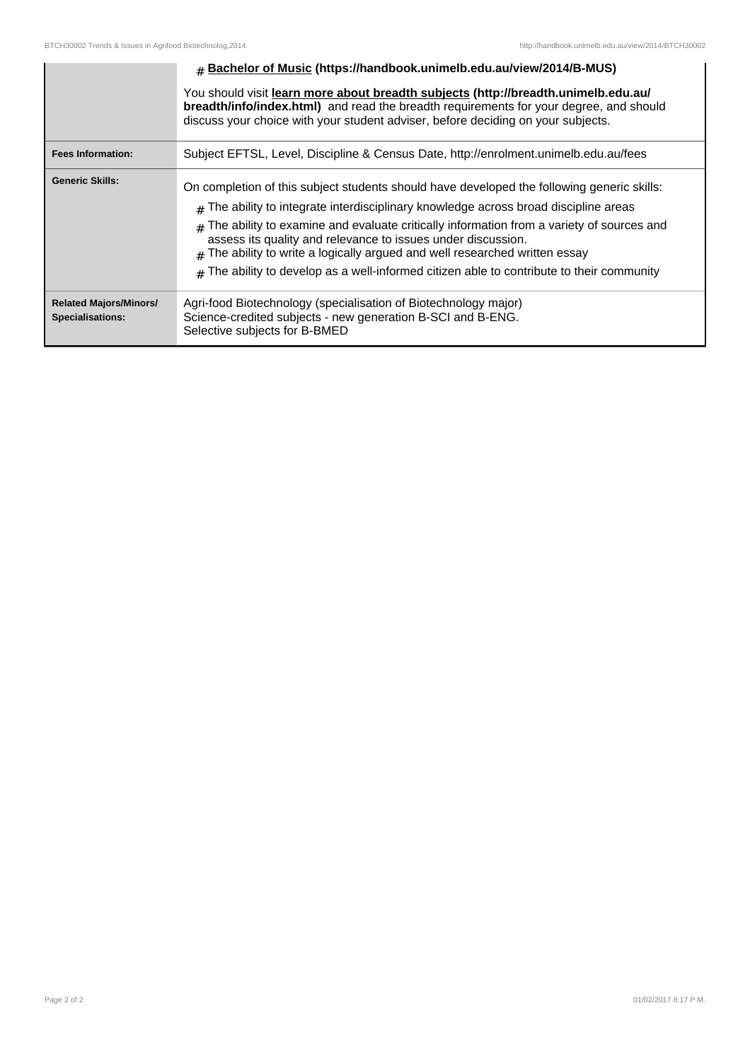| | |
|---|---|
| | - **Bachelor of Music** (https://handbook.unimelb.edu.au/view/2014/B-MUS)<br><br>You should visit **learn more about breadth subjects (http://breadth.unimelb.edu.au/breadth/info/index.html)** and read the breadth requirements for your degree, and should discuss your choice with your student adviser, before deciding on your subjects. |
| **Fees Information:** | Subject EFTSL, Level, Discipline & Census Date, http://enrolment.unimelb.edu.au/fees |
| **Generic Skills:** | On completion of this subject students should have developed the following generic skills:<br>- The ability to integrate interdisciplinary knowledge across broad discipline areas<br>- The ability to examine and evaluate critically information from a variety of sources and assess its quality and relevance to issues under discussion.<br>- The ability to write a logically argued and well researched written essay<br>- The ability to develop as a well-informed citizen able to contribute to their community |
| **Related Majors/Minors/ Specialisations:** | Agri-food Biotechnology (specialisation of Biotechnology major)<br>Science-credited subjects - new generation B-SCI and B-ENG.<br>Selective subjects for B-BMED |